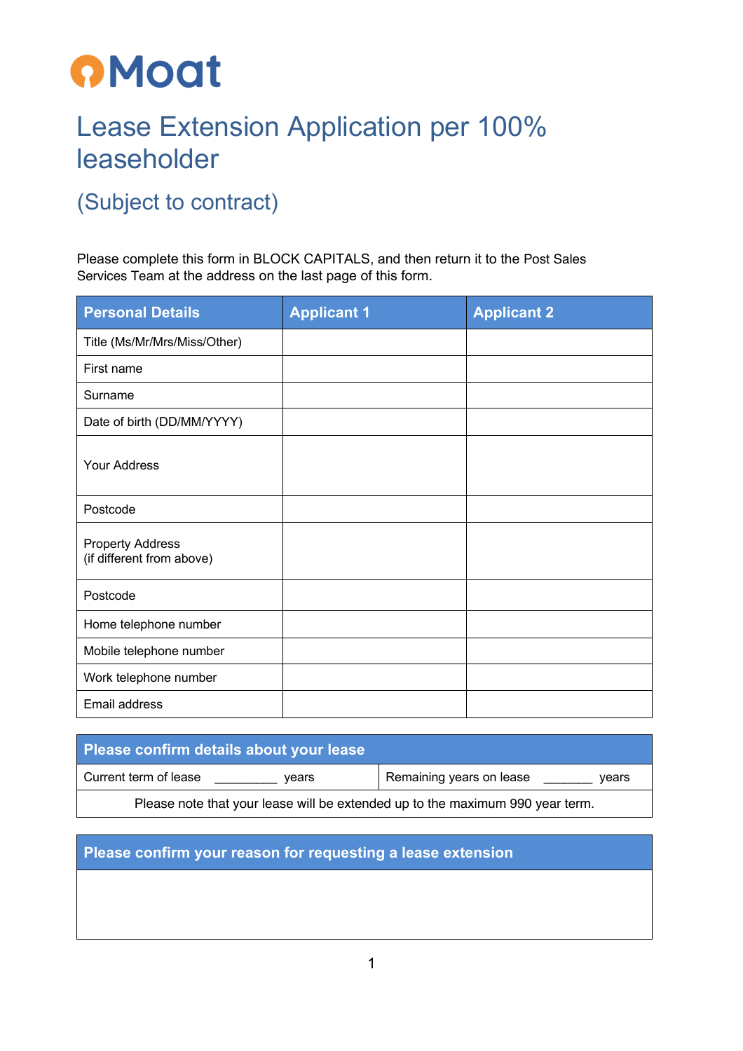Moat

# Lease Extension Application per 100% leaseholder

## (Subject to contract)

Please complete this form in BLOCK CAPITALS, and then return it to the Post Sales Services Team at the address on the last page of this form.

| Personal Details | Applicant 1 | Applicant 2 |
|---|---|---|
| Title (Ms/Mr/Mrs/Miss/Other) | | |
| First name | | |
| Surname | | |
| Date of birth (DD/MM/YYYY) | | |
| Your Address | | |
| Postcode | | |
| Property Address (if different from above) | | |
| Postcode | | |
| Home telephone number | | |
| Mobile telephone number | | |
| Work telephone number | | |
| Email address | | |

| Please confirm details about your lease | |
|---|---|
| Current term of lease _________ years | Remaining years on lease _______ years |
| Please note that your lease will be extended up to the maximum 990 year term. | |

| Please confirm your reason for requesting a lease extension |
|---|
| |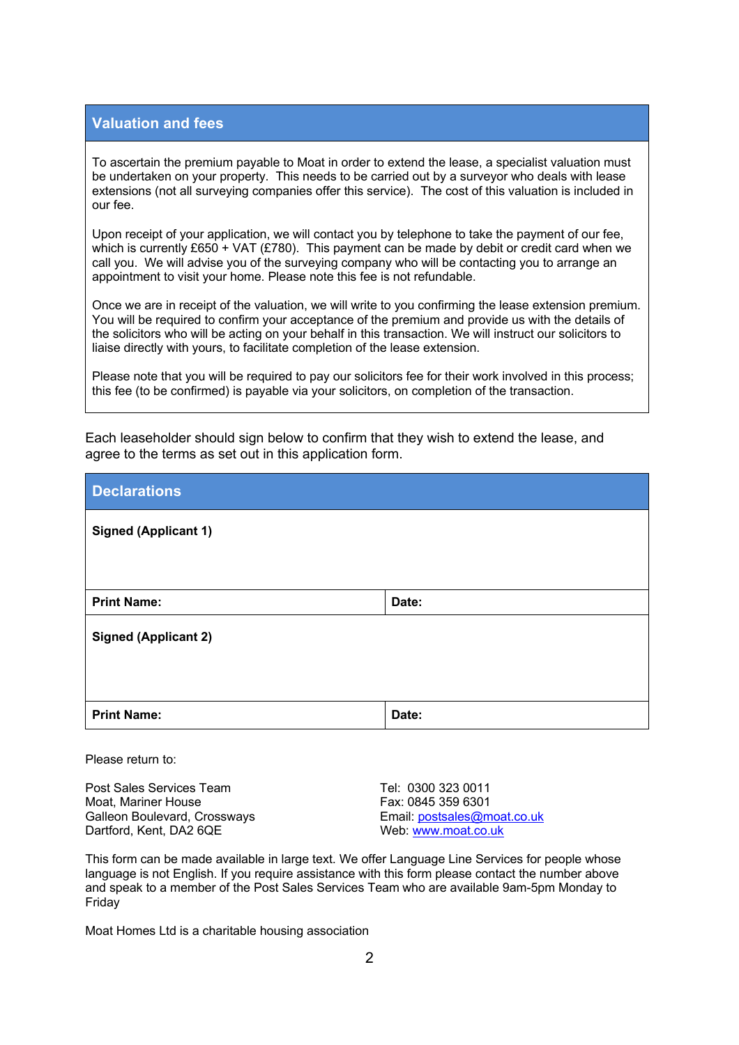## Valuation and fees

To ascertain the premium payable to Moat in order to extend the lease, a specialist valuation must be undertaken on your property. This needs to be carried out by a surveyor who deals with lease extensions (not all surveying companies offer this service). The cost of this valuation is included in our fee.

Upon receipt of your application, we will contact you by telephone to take the payment of our fee, which is currently £650 + VAT (£780). This payment can be made by debit or credit card when we call you. We will advise you of the surveying company who will be contacting you to arrange an appointment to visit your home. Please note this fee is not refundable.

Once we are in receipt of the valuation, we will write to you confirming the lease extension premium. You will be required to confirm your acceptance of the premium and provide us with the details of the solicitors who will be acting on your behalf in this transaction. We will instruct our solicitors to liaise directly with yours, to facilitate completion of the lease extension.

Please note that you will be required to pay our solicitors fee for their work involved in this process; this fee (to be confirmed) is payable via your solicitors, on completion of the transaction.

Each leaseholder should sign below to confirm that they wish to extend the lease, and agree to the terms as set out in this application form.

## Declarations

| | |
|---|---|
| **Signed (Applicant 1)** | |
| **Print Name:** | **Date:** |
| **Signed (Applicant 2)** | |
| **Print Name:** | **Date:** |

Please return to:

Post Sales Services Team
Moat, Mariner House
Galleon Boulevard, Crossways
Dartford, Kent, DA2 6QE

Tel: 0300 323 0011
Fax: 0845 359 6301
Email: postsales@moat.co.uk
Web: www.moat.co.uk

This form can be made available in large text. We offer Language Line Services for people whose language is not English. If you require assistance with this form please contact the number above and speak to a member of the Post Sales Services Team who are available 9am-5pm Monday to Friday

Moat Homes Ltd is a charitable housing association